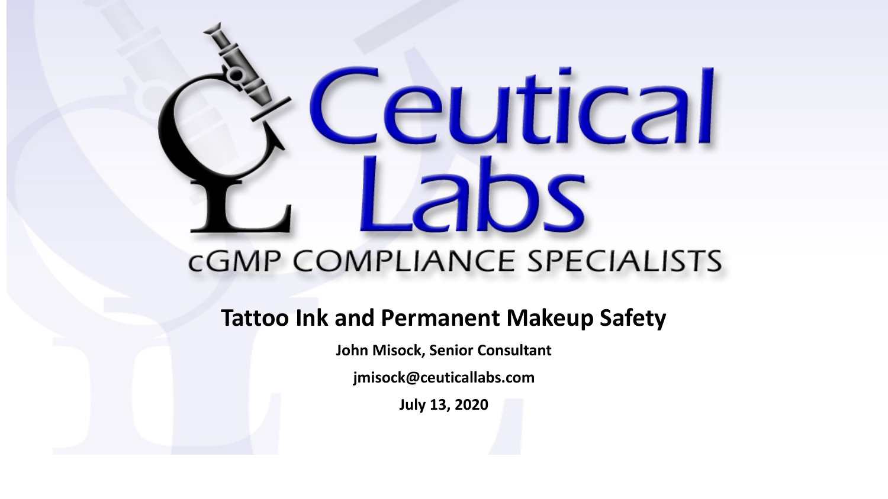# Ceutical Labs

cGMP COMPLIANCE SPECIALISTS

## Tattoo Ink and Permanent Makeup Safety

**John Misock, Senior Consultant**

**jmisock@ceuticallabs.com**

**July 13, 2020**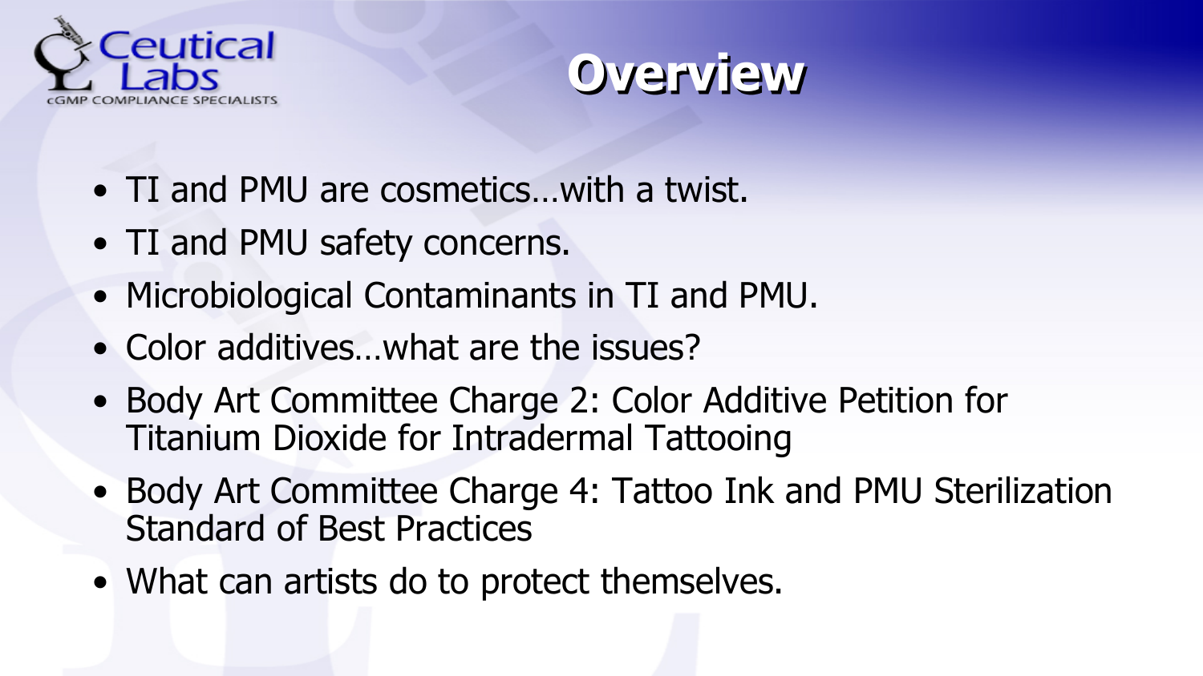# Overview

- TI and PMU are cosmetics…with a twist.
- TI and PMU safety concerns.
- Microbiological Contaminants in TI and PMU.
- Color additives…what are the issues?
- Body Art Committee Charge 2: Color Additive Petition for Titanium Dioxide for Intradermal Tattooing
- Body Art Committee Charge 4: Tattoo Ink and PMU Sterilization Standard of Best Practices
- What can artists do to protect themselves.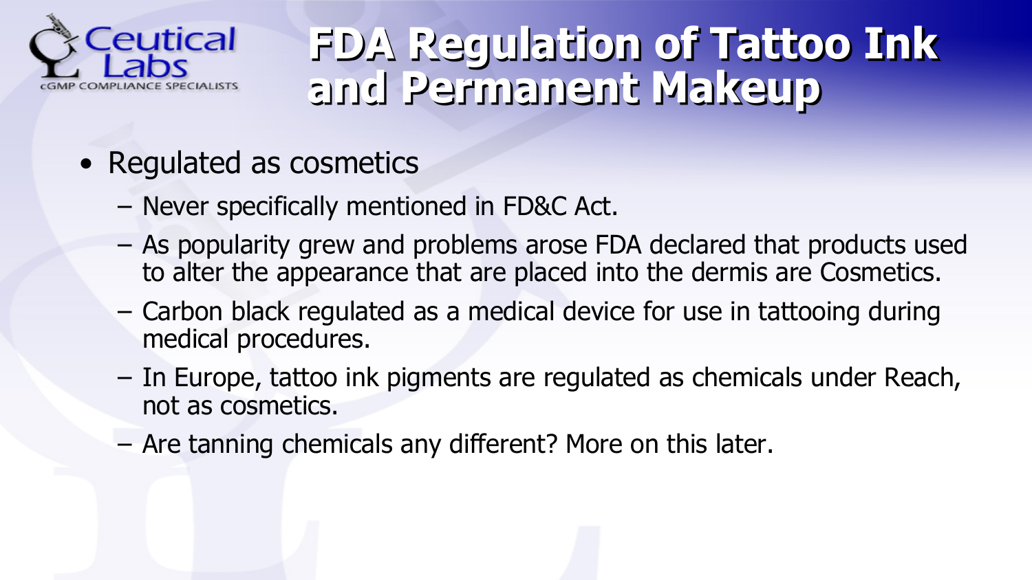# FDA Regulation of Tattoo Ink and Permanent Makeup

- Regulated as cosmetics
  - Never specifically mentioned in FD&C Act.
  - As popularity grew and problems arose FDA declared that products used to alter the appearance that are placed into the dermis are Cosmetics.
  - Carbon black regulated as a medical device for use in tattooing during medical procedures.
  - In Europe, tattoo ink pigments are regulated as chemicals under Reach, not as cosmetics.
  - Are tanning chemicals any different? More on this later.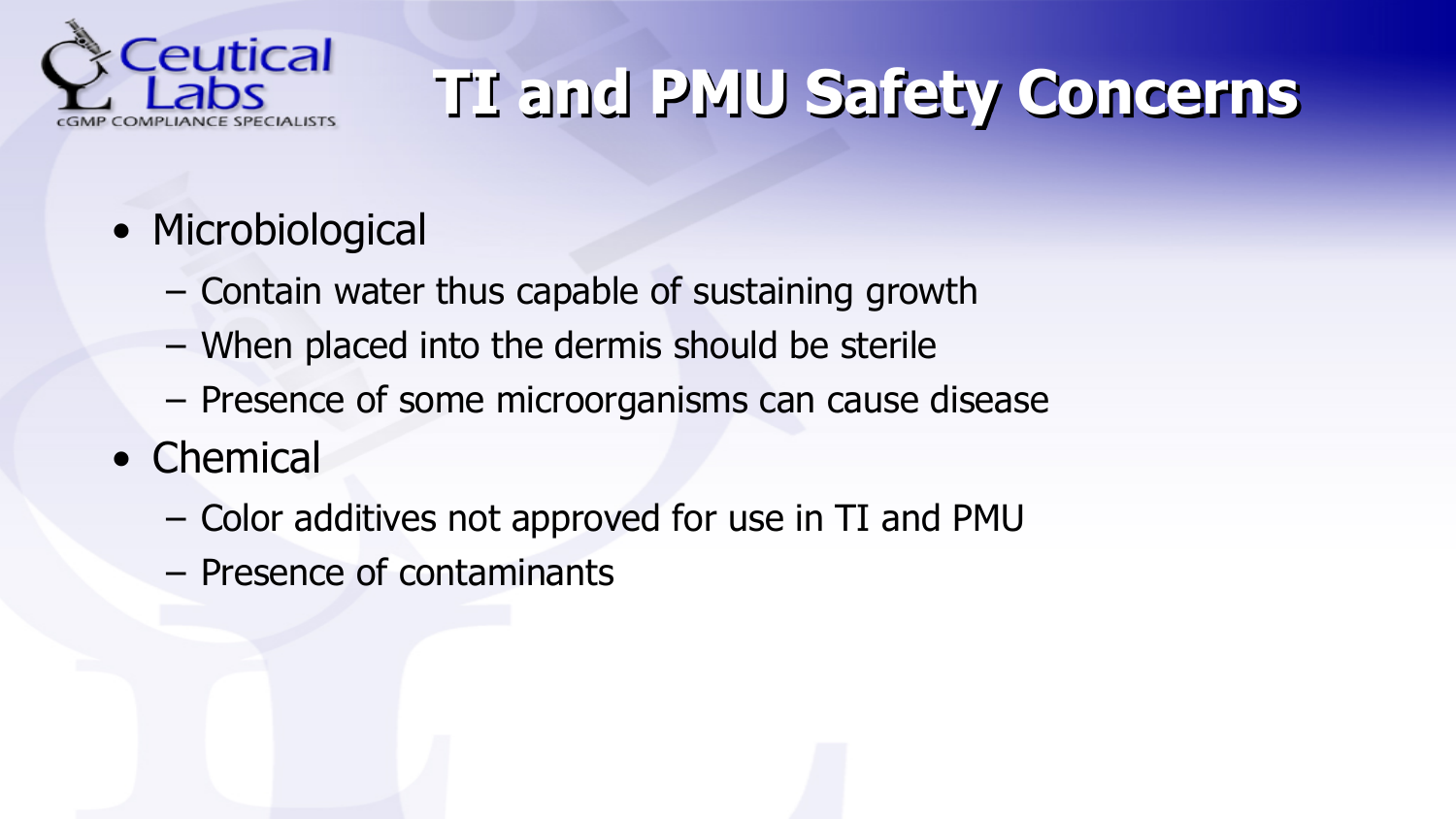# TI and PMU Safety Concerns

- Microbiological
  - Contain water thus capable of sustaining growth
  - When placed into the dermis should be sterile
  - Presence of some microorganisms can cause disease
- Chemical
  - Color additives not approved for use in TI and PMU
  - Presence of contaminants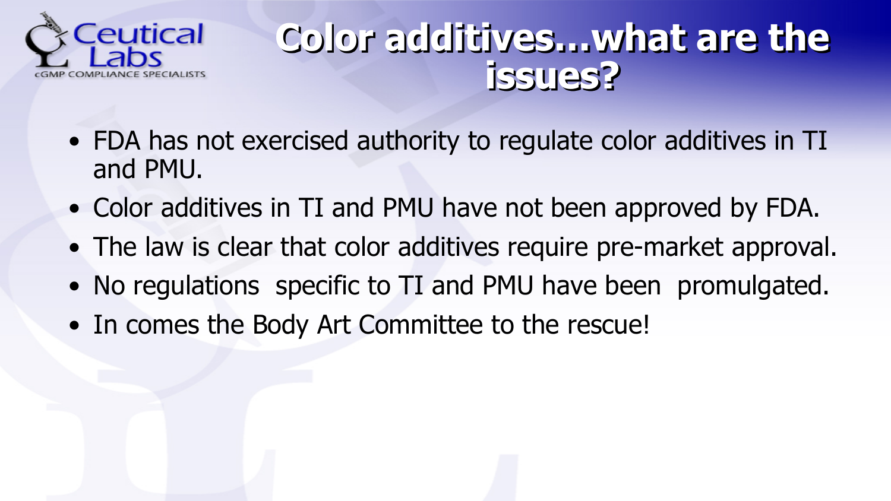# Color additives…what are the issues?

- FDA has not exercised authority to regulate color additives in TI and PMU.
- Color additives in TI and PMU have not been approved by FDA.
- The law is clear that color additives require pre-market approval.
- No regulations specific to TI and PMU have been promulgated.
- In comes the Body Art Committee to the rescue!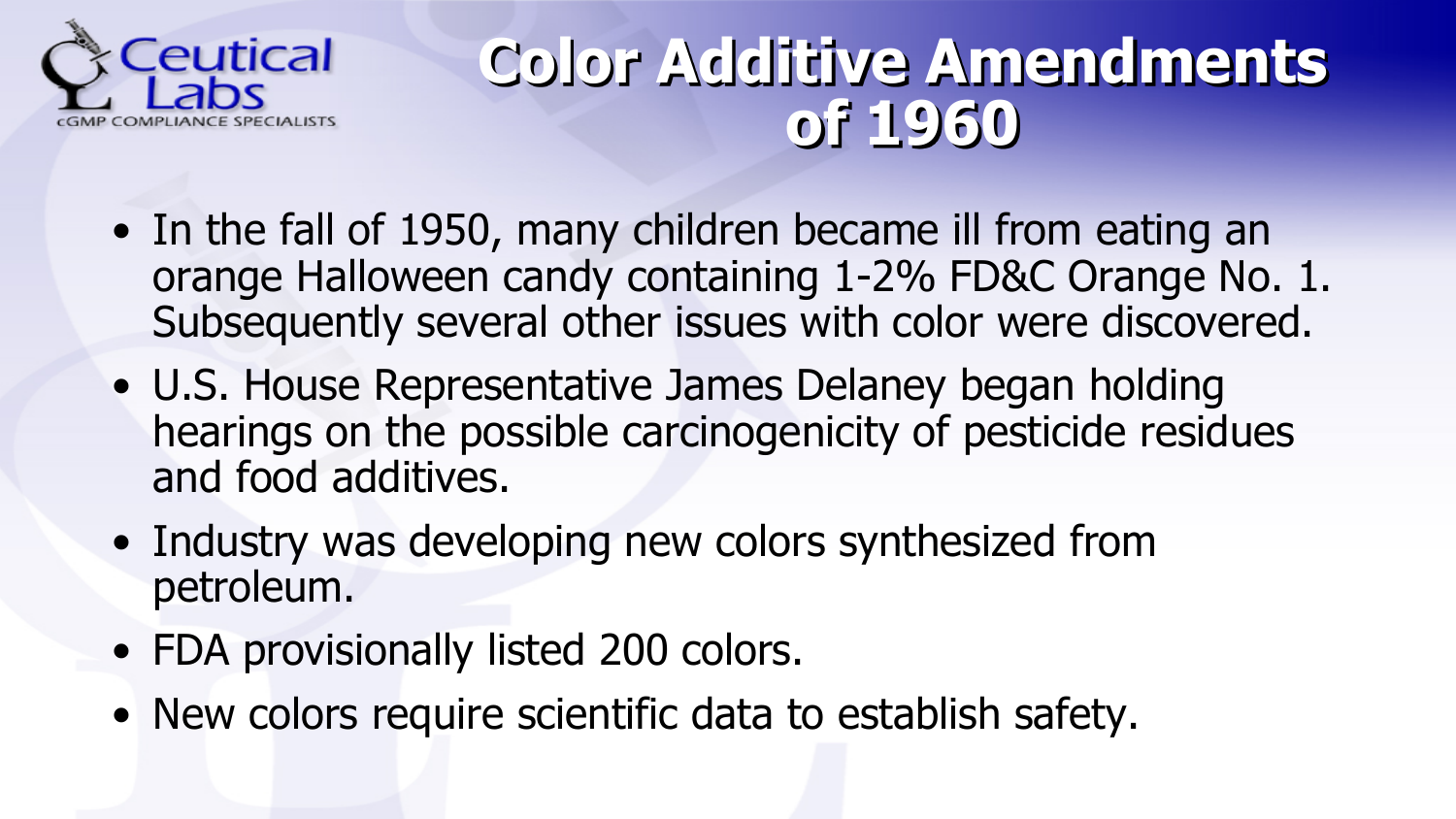# Color Additive Amendments of 1960

- In the fall of 1950, many children became ill from eating an orange Halloween candy containing 1-2% FD&C Orange No. 1. Subsequently several other issues with color were discovered.
- U.S. House Representative James Delaney began holding hearings on the possible carcinogenicity of pesticide residues and food additives.
- Industry was developing new colors synthesized from petroleum.
- FDA provisionally listed 200 colors.
- New colors require scientific data to establish safety.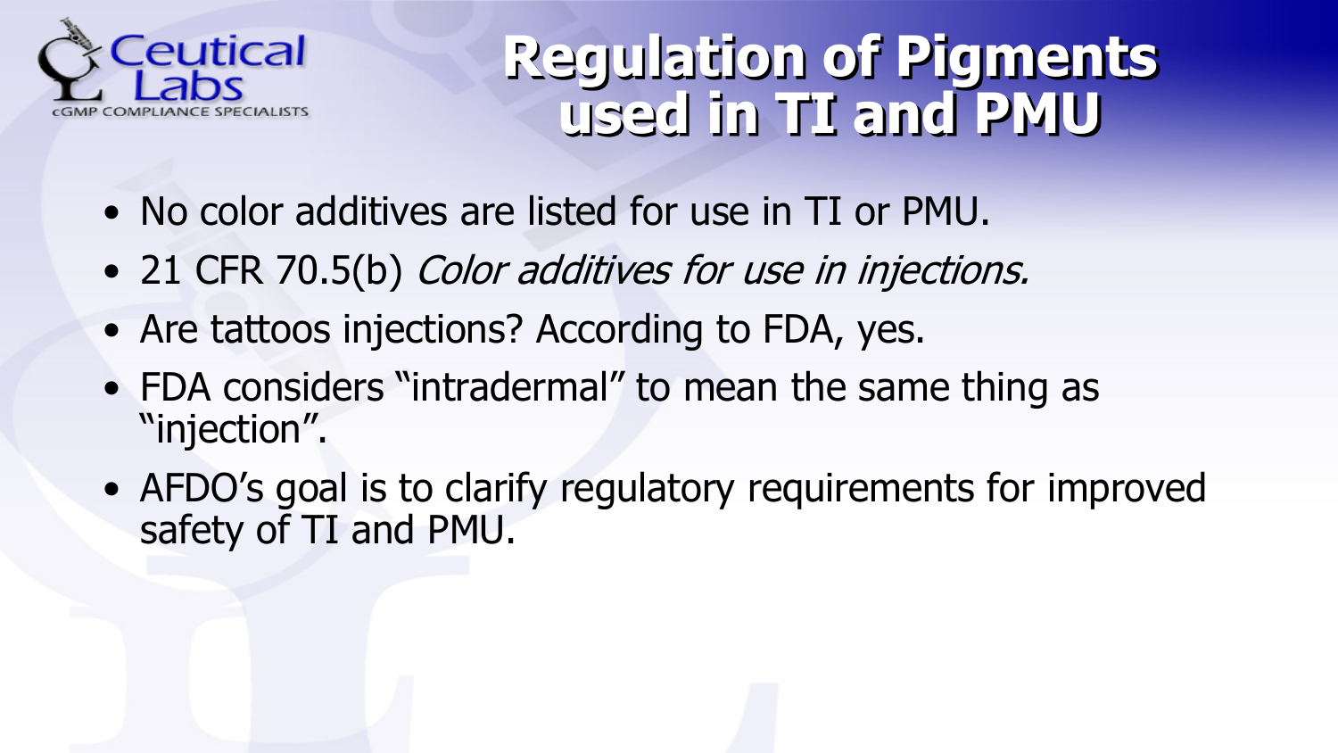# Regulation of Pigments used in TI and PMU

- No color additives are listed for use in TI or PMU.
- 21 CFR 70.5(b) *Color additives for use in injections.*
- Are tattoos injections? According to FDA, yes.
- FDA considers "intradermal" to mean the same thing as "injection".
- AFDO's goal is to clarify regulatory requirements for improved safety of TI and PMU.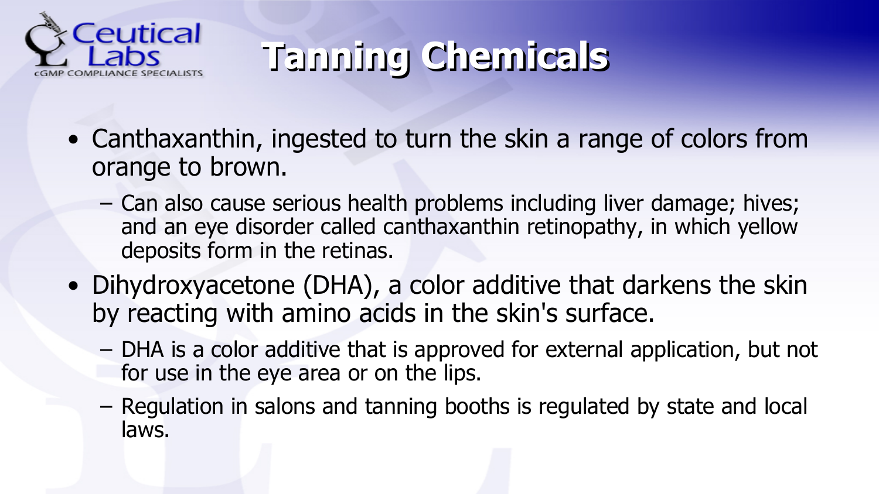# Tanning Chemicals

- Canthaxanthin, ingested to turn the skin a range of colors from orange to brown.
  - Can also cause serious health problems including liver damage; hives; and an eye disorder called canthaxanthin retinopathy, in which yellow deposits form in the retinas.
- Dihydroxyacetone (DHA), a color additive that darkens the skin by reacting with amino acids in the skin's surface.
  - DHA is a color additive that is approved for external application, but not for use in the eye area or on the lips.
  - Regulation in salons and tanning booths is regulated by state and local laws.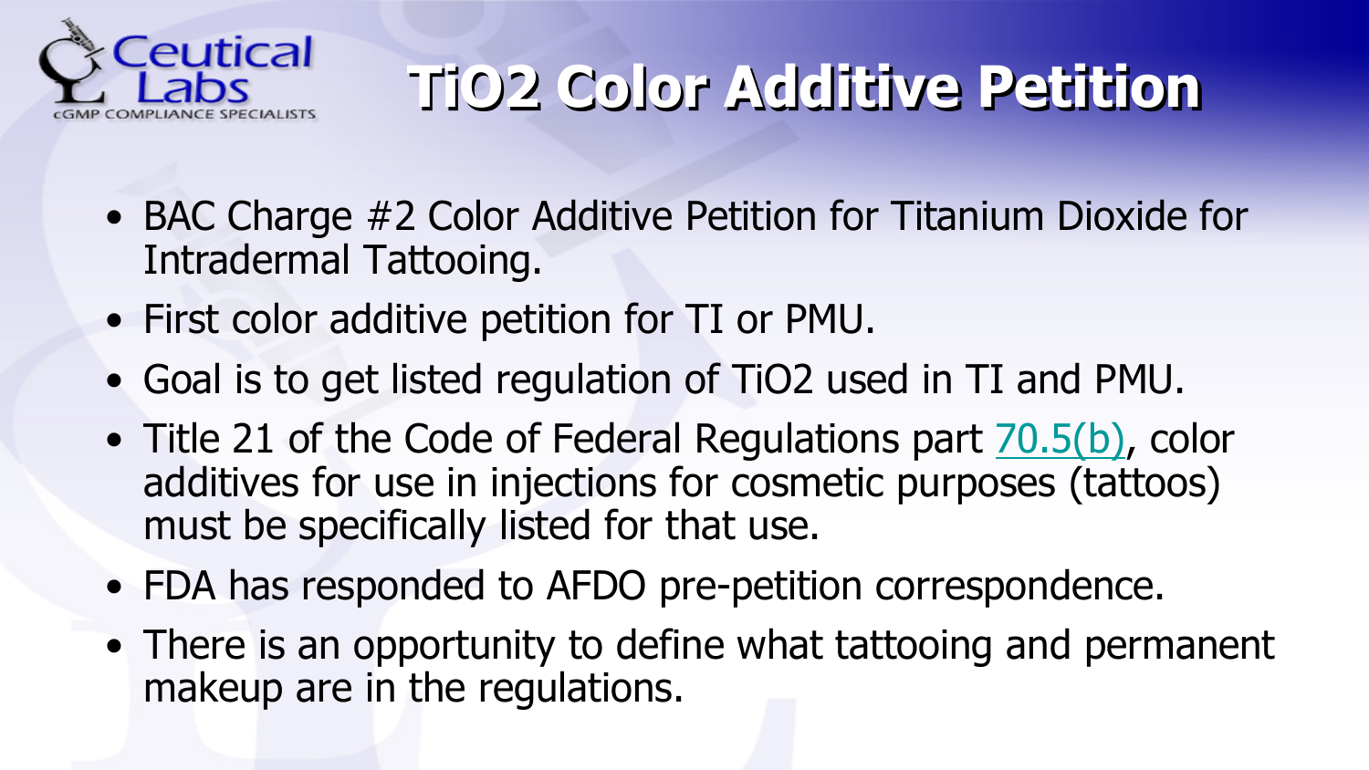# TiO2 Color Additive Petition

- BAC Charge #2 Color Additive Petition for Titanium Dioxide for Intradermal Tattooing.
- First color additive petition for TI or PMU.
- Goal is to get listed regulation of TiO2 used in TI and PMU.
- Title 21 of the Code of Federal Regulations part 70.5(b), color additives for use in injections for cosmetic purposes (tattoos) must be specifically listed for that use.
- FDA has responded to AFDO pre-petition correspondence.
- There is an opportunity to define what tattooing and permanent makeup are in the regulations.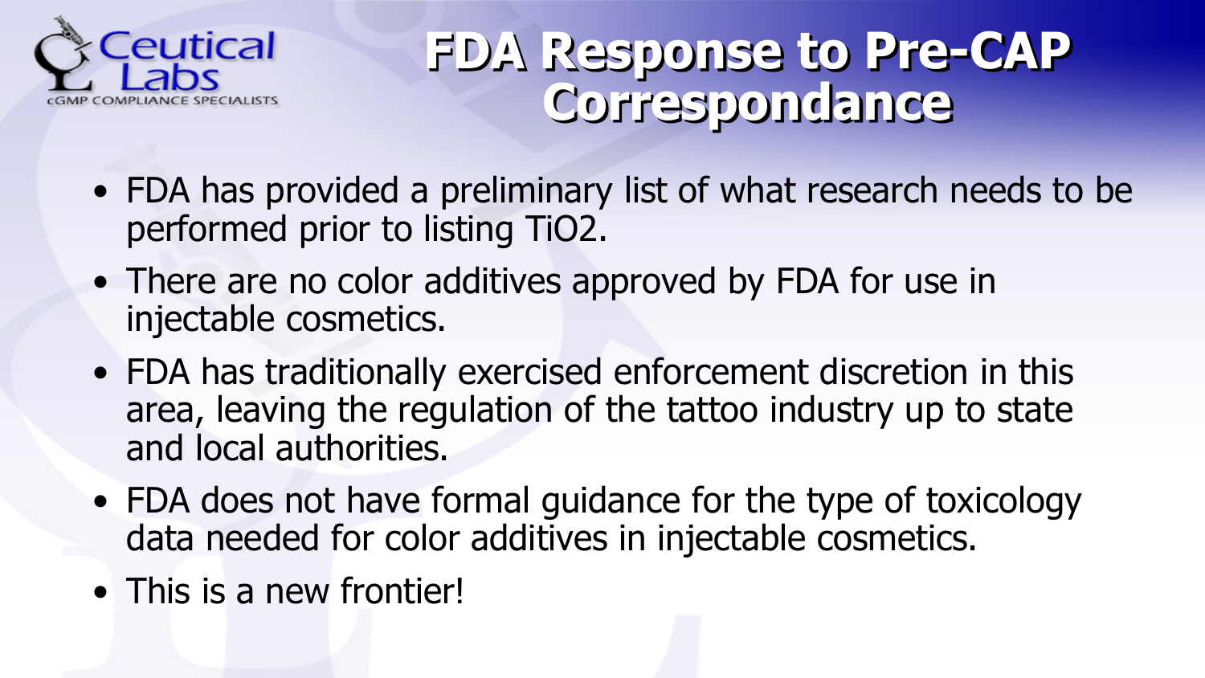# FDA Response to Pre-CAP Correspondance

- FDA has provided a preliminary list of what research needs to be performed prior to listing $TiO_2$.
- There are no color additives approved by FDA for use in injectable cosmetics.
- FDA has traditionally exercised enforcement discretion in this area, leaving the regulation of the tattoo industry up to state and local authorities.
- FDA does not have formal guidance for the type of toxicology data needed for color additives in injectable cosmetics.
- This is a new frontier!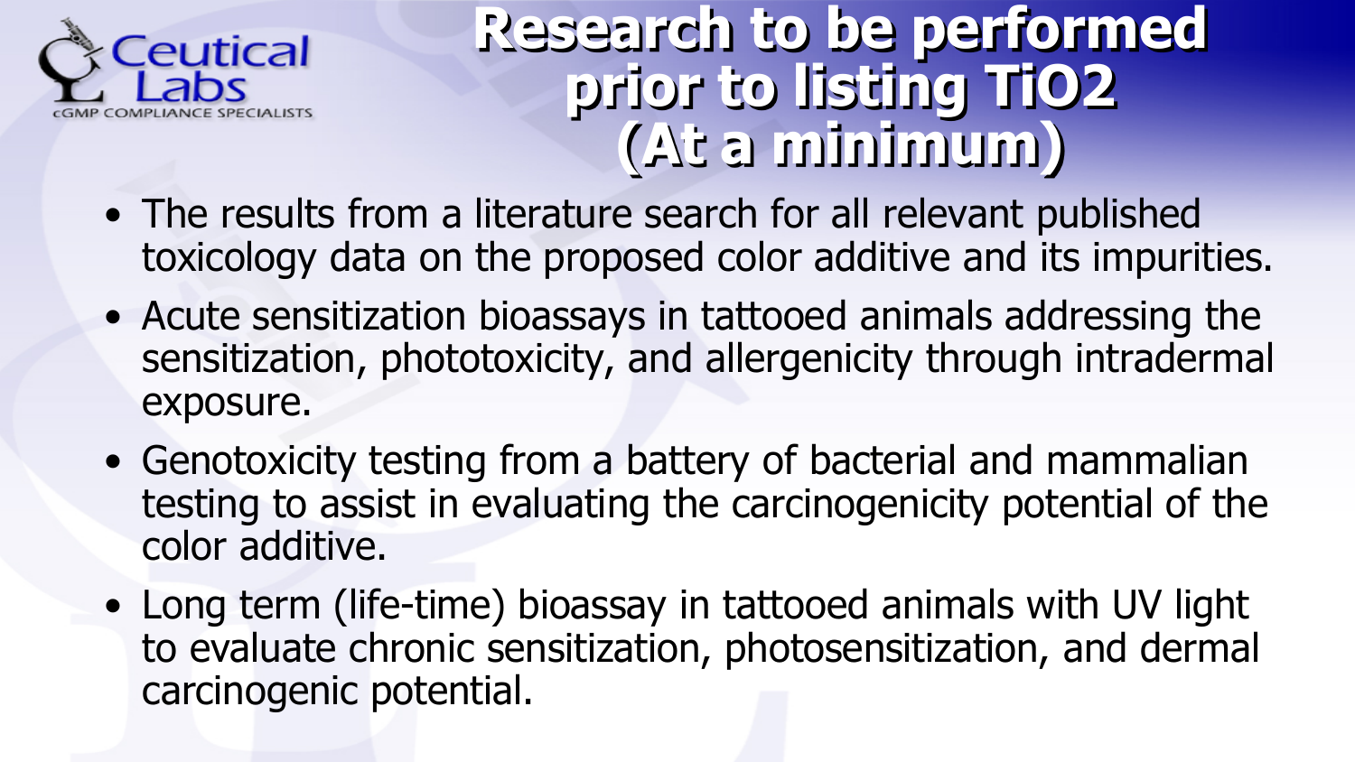# Research to be performed prior to listing TiO2 (At a minimum)

- The results from a literature search for all relevant published toxicology data on the proposed color additive and its impurities.
- Acute sensitization bioassays in tattooed animals addressing the sensitization, phototoxicity, and allergenicity through intradermal exposure.
- Genotoxicity testing from a battery of bacterial and mammalian testing to assist in evaluating the carcinogenicity potential of the color additive.
- Long term (life-time) bioassay in tattooed animals with UV light to evaluate chronic sensitization, photosensitization, and dermal carcinogenic potential.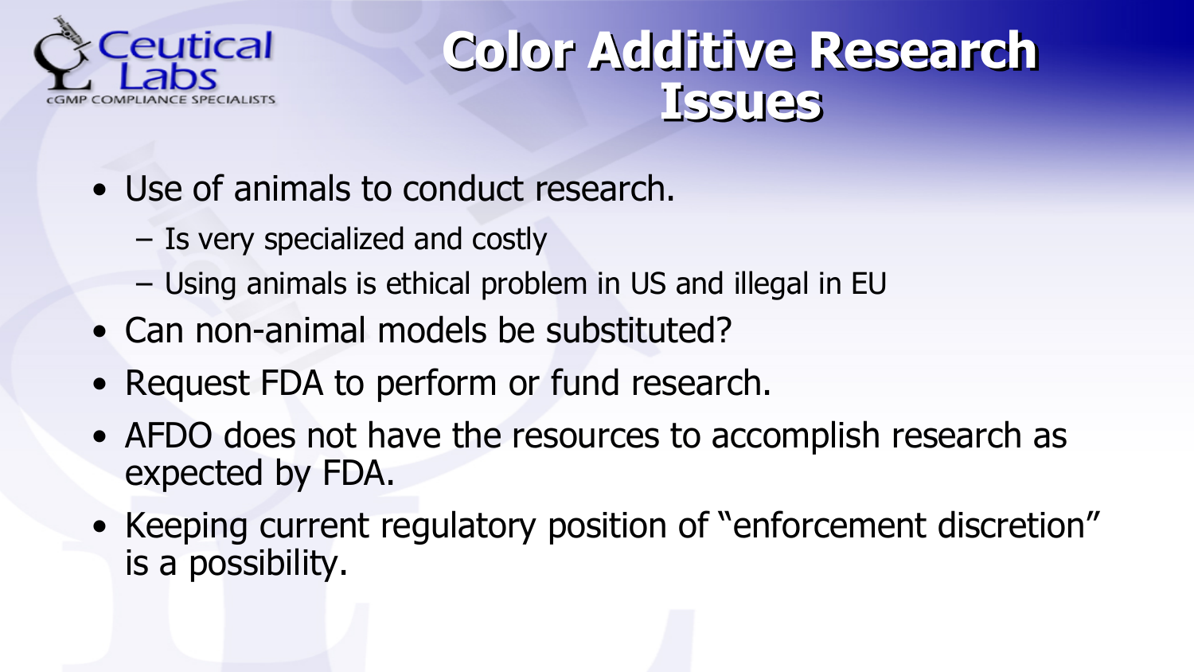# Color Additive Research Issues

- Use of animals to conduct research.
  - Is very specialized and costly
  - Using animals is ethical problem in US and illegal in EU
- Can non-animal models be substituted?
- Request FDA to perform or fund research.
- AFDO does not have the resources to accomplish research as expected by FDA.
- Keeping current regulatory position of "enforcement discretion" is a possibility.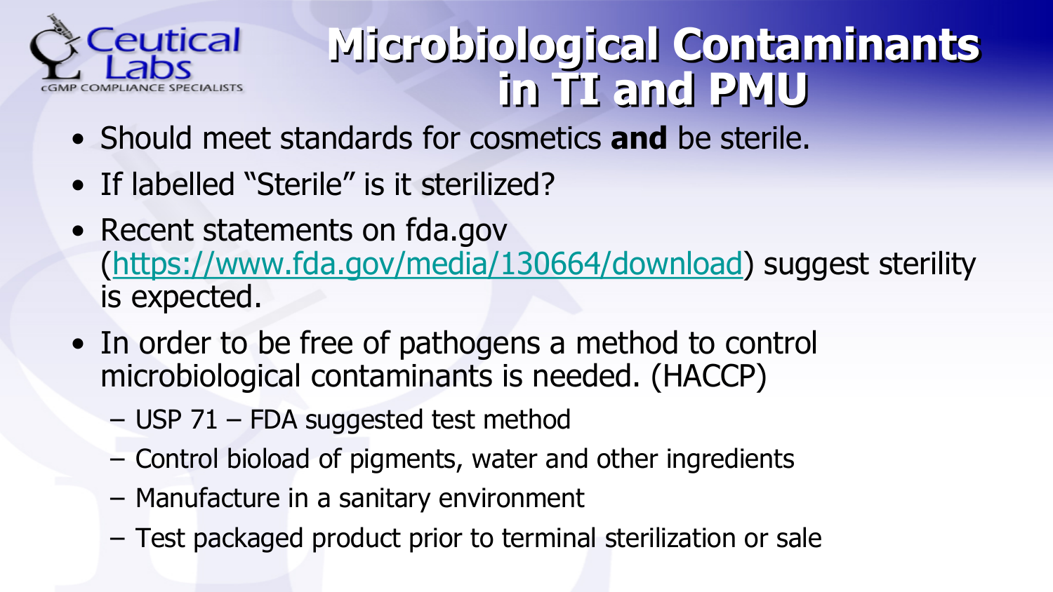# Microbiological Contaminants in TI and PMU

- Should meet standards for cosmetics **and** be sterile.
- If labelled "Sterile" is it sterilized?
- Recent statements on fda.gov ([https://www.fda.gov/media/130664/download](https://www.fda.gov/media/130664/download)) suggest sterility is expected.
- In order to be free of pathogens a method to control microbiological contaminants is needed. (HACCP)
  - USP 71 – FDA suggested test method
  - Control bioload of pigments, water and other ingredients
  - Manufacture in a sanitary environment
  - Test packaged product prior to terminal sterilization or sale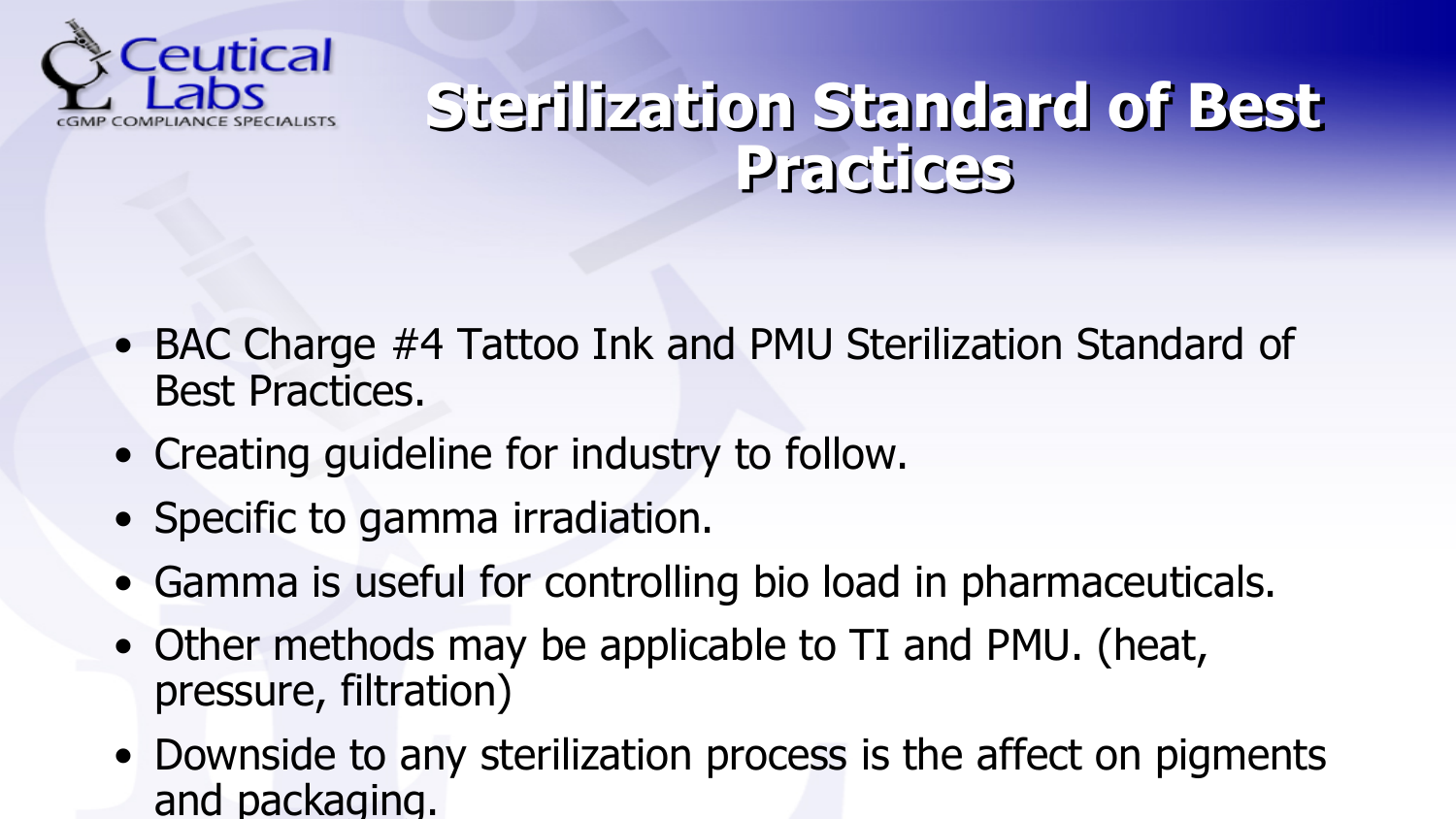# Sterilization Standard of Best Practices

- BAC Charge #4 Tattoo Ink and PMU Sterilization Standard of Best Practices.
- Creating guideline for industry to follow.
- Specific to gamma irradiation.
- Gamma is useful for controlling bio load in pharmaceuticals.
- Other methods may be applicable to TI and PMU. (heat, pressure, filtration)
- Downside to any sterilization process is the affect on pigments and packaging.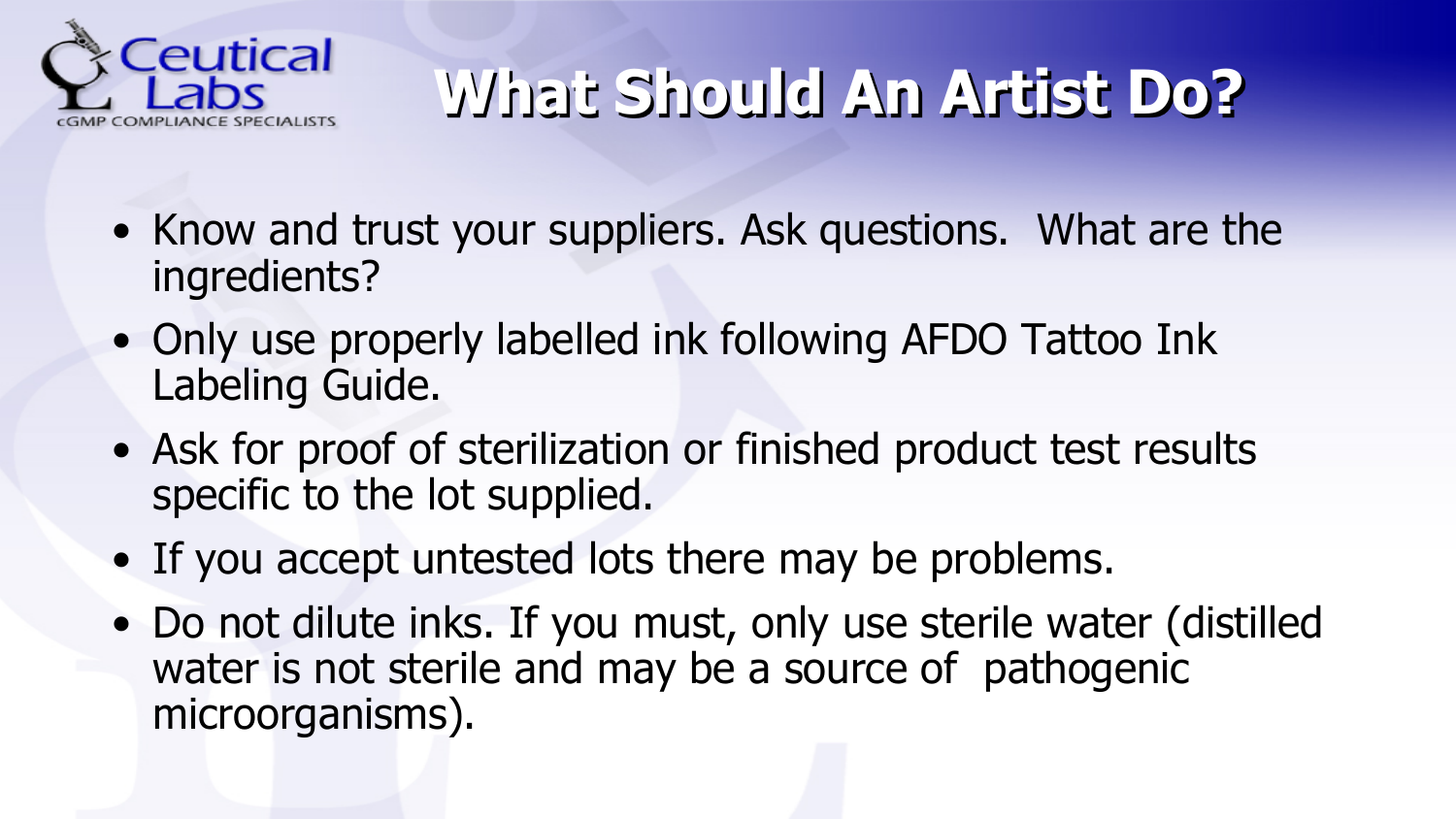# What Should An Artist Do?

- Know and trust your suppliers. Ask questions. What are the ingredients?
- Only use properly labelled ink following AFDO Tattoo Ink Labeling Guide.
- Ask for proof of sterilization or finished product test results specific to the lot supplied.
- If you accept untested lots there may be problems.
- Do not dilute inks. If you must, only use sterile water (distilled water is not sterile and may be a source of pathogenic microorganisms).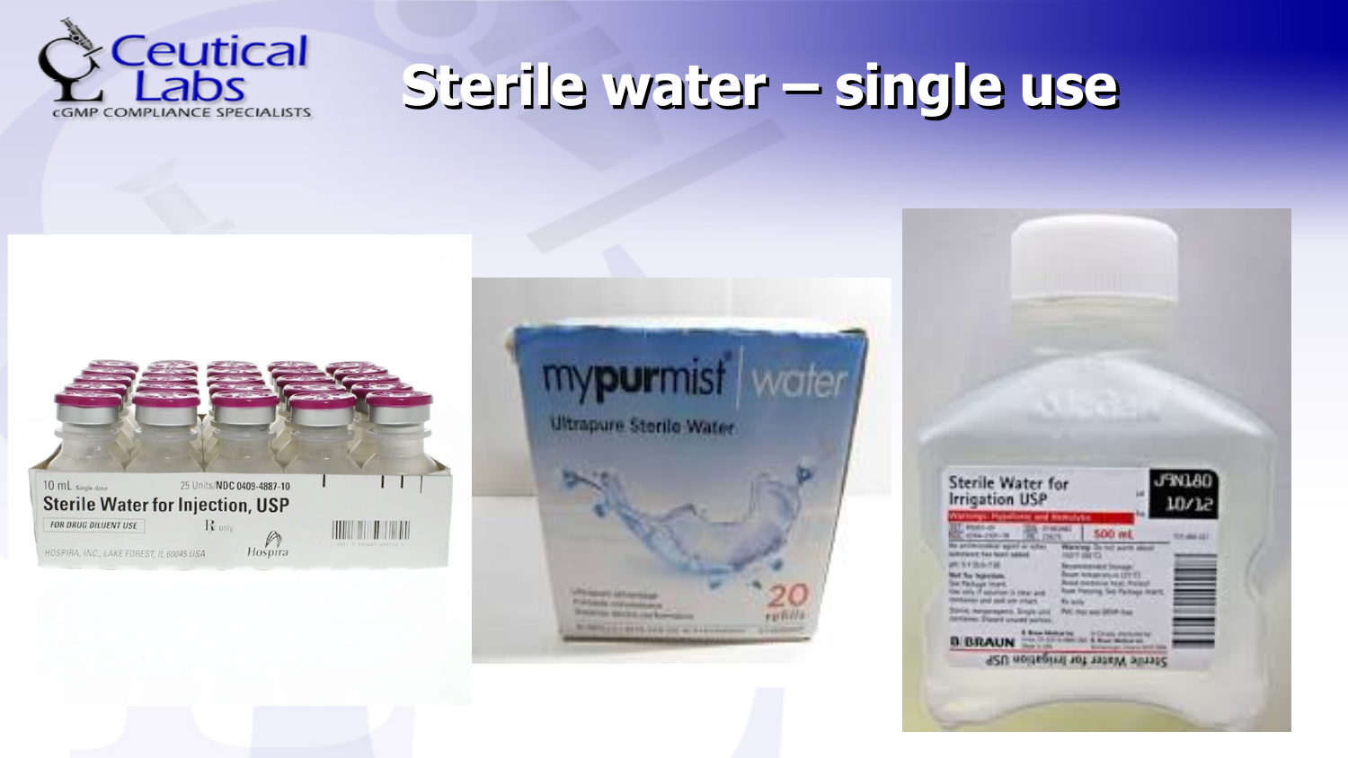# Sterile water – single use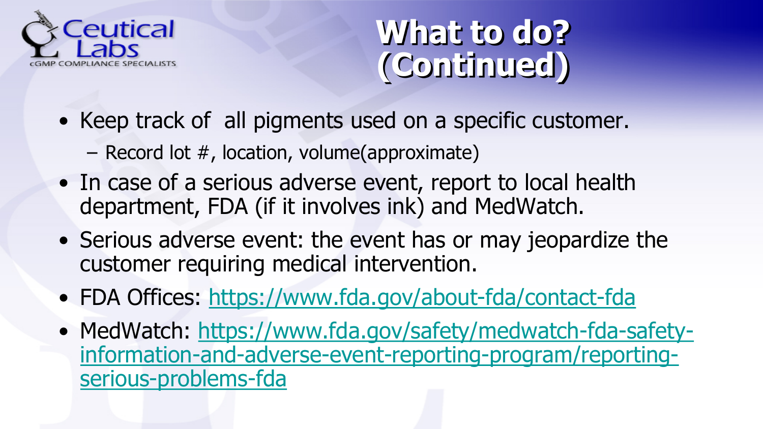# What to do? (Continued)

- Keep track of all pigments used on a specific customer.
  - Record lot #, location, volume(approximate)
- In case of a serious adverse event, report to local health department, FDA (if it involves ink) and MedWatch.
- Serious adverse event: the event has or may jeopardize the customer requiring medical intervention.
- FDA Offices: https://www.fda.gov/about-fda/contact-fda
- MedWatch: https://www.fda.gov/safety/medwatch-fda-safety-information-and-adverse-event-reporting-program/reporting-serious-problems-fda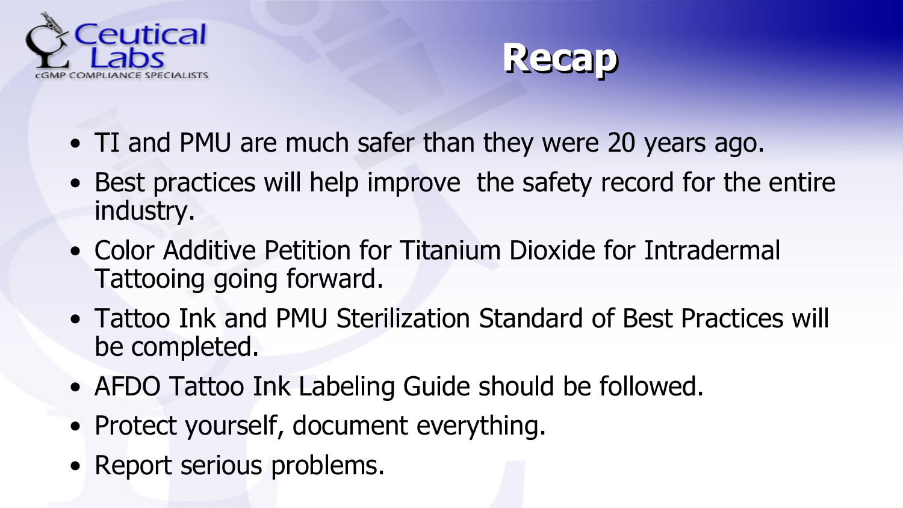# Recap

- TI and PMU are much safer than they were 20 years ago.
- Best practices will help improve the safety record for the entire industry.
- Color Additive Petition for Titanium Dioxide for Intradermal Tattooing going forward.
- Tattoo Ink and PMU Sterilization Standard of Best Practices will be completed.
- AFDO Tattoo Ink Labeling Guide should be followed.
- Protect yourself, document everything.
- Report serious problems.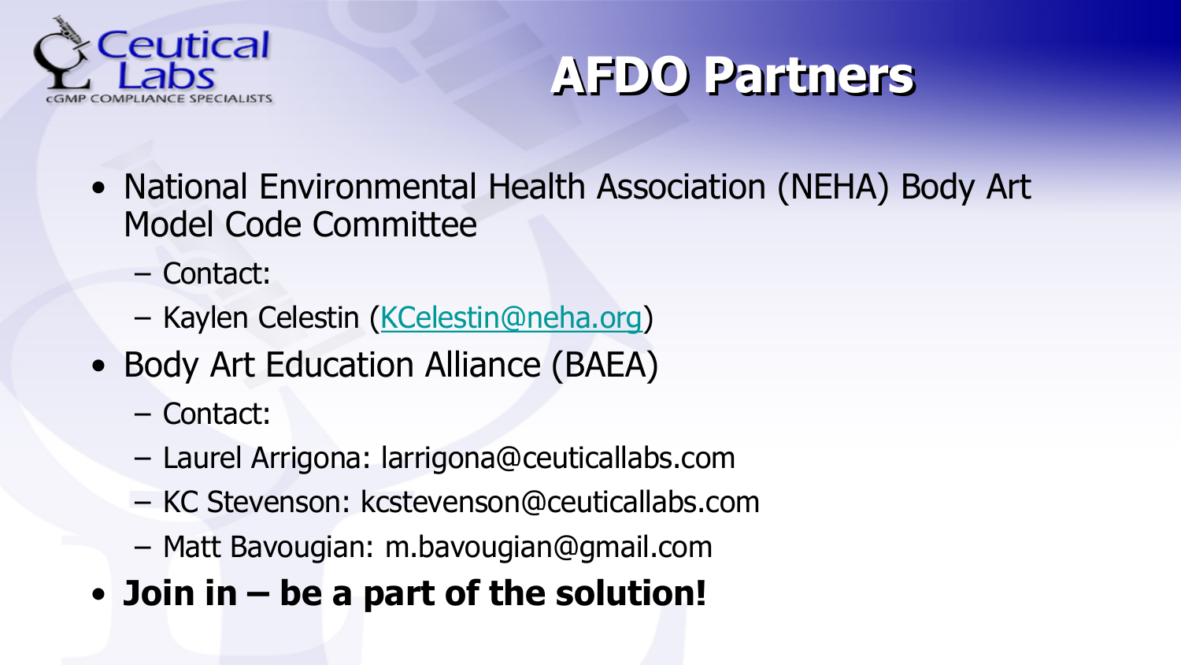# AFDO Partners

- National Environmental Health Association (NEHA) Body Art Model Code Committee
  - Contact:
  - Kaylen Celestin (KCelestin@neha.org)
- Body Art Education Alliance (BAEA)
  - Contact:
  - Laurel Arrigona: larrigona@ceuticallabs.com
  - KC Stevenson: kcstevenson@ceuticallabs.com
  - Matt Bavougian: m.bavougian@gmail.com
- **Join in – be a part of the solution!**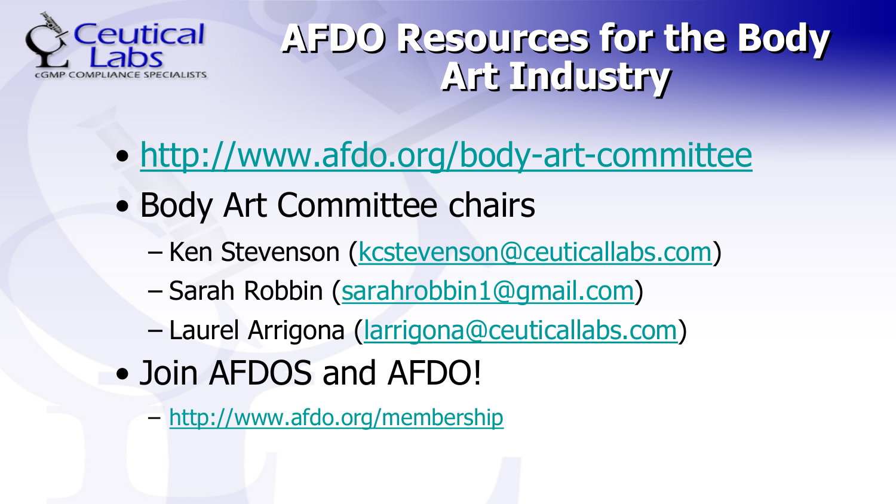# AFDO Resources for the Body Art Industry

- http://www.afdo.org/body-art-committee
- Body Art Committee chairs
  - Ken Stevenson (kcstevenson@ceuticallabs.com)
  - Sarah Robbin (sarahrobbin1@gmail.com)
  - Laurel Arrigona (larrigona@ceuticallabs.com)
- Join AFDOS and AFDO!
  - http://www.afdo.org/membership